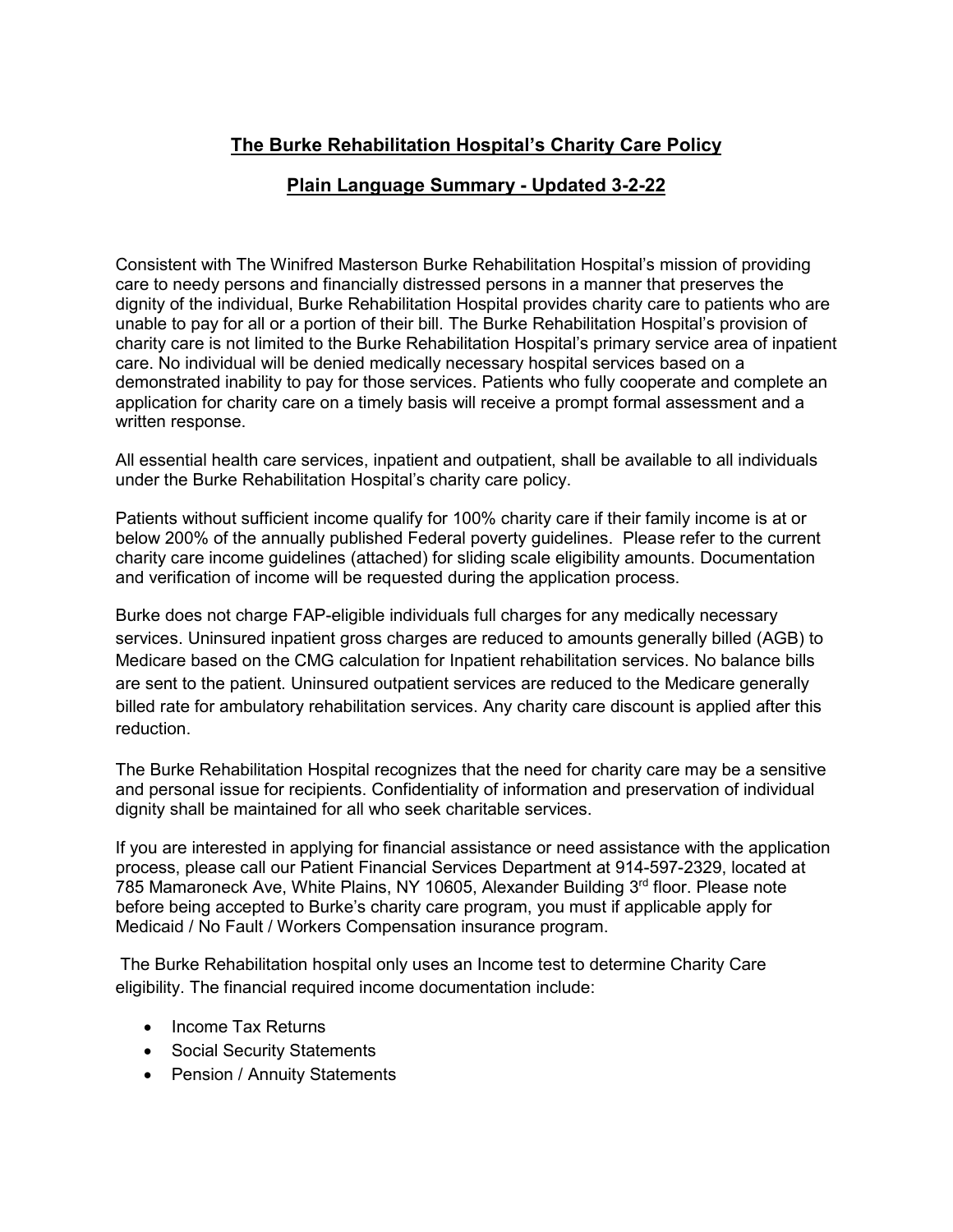# The Burke Rehabilitation Hospital's Charity Care Policy

## Plain Language Summary - Updated 3-2-22

Consistent with The Winifred Masterson Burke Rehabilitation Hospital's mission of providing care to needy persons and financially distressed persons in a manner that preserves the dignity of the individual, Burke Rehabilitation Hospital provides charity care to patients who are unable to pay for all or a portion of their bill. The Burke Rehabilitation Hospital's provision of charity care is not limited to the Burke Rehabilitation Hospital's primary service area of inpatient care. No individual will be denied medically necessary hospital services based on a demonstrated inability to pay for those services. Patients who fully cooperate and complete an application for charity care on a timely basis will receive a prompt formal assessment and a written response.

All essential health care services, inpatient and outpatient, shall be available to all individuals under the Burke Rehabilitation Hospital's charity care policy.

Patients without sufficient income qualify for 100% charity care if their family income is at or below 200% of the annually published Federal poverty guidelines. Please refer to the current charity care income guidelines (attached) for sliding scale eligibility amounts. Documentation and verification of income will be requested during the application process.

Burke does not charge FAP-eligible individuals full charges for any medically necessary services. Uninsured inpatient gross charges are reduced to amounts generally billed (AGB) to Medicare based on the CMG calculation for Inpatient rehabilitation services. No balance bills are sent to the patient. Uninsured outpatient services are reduced to the Medicare generally billed rate for ambulatory rehabilitation services. Any charity care discount is applied after this reduction.

The Burke Rehabilitation Hospital recognizes that the need for charity care may be a sensitive and personal issue for recipients. Confidentiality of information and preservation of individual dignity shall be maintained for all who seek charitable services.

If you are interested in applying for financial assistance or need assistance with the application process, please call our Patient Financial Services Department at 914-597-2329, located at 785 Mamaroneck Ave, White Plains, NY 10605, Alexander Building 3rd floor. Please note before being accepted to Burke's charity care program, you must if applicable apply for Medicaid / No Fault / Workers Compensation insurance program.

The Burke Rehabilitation hospital only uses an Income test to determine Charity Care eligibility. The financial required income documentation include:

- Income Tax Returns
- Social Security Statements
- Pension / Annuity Statements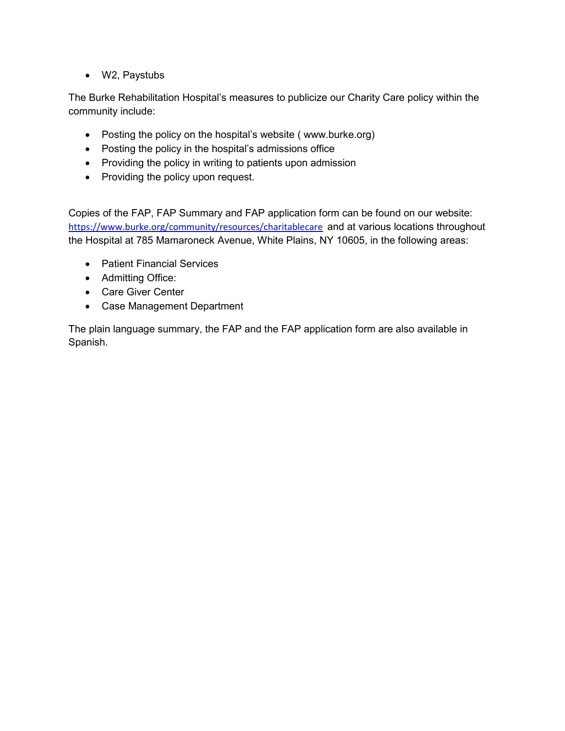- W2, Paystubs

The Burke Rehabilitation Hospital's measures to publicize our Charity Care policy within the community include:

- Posting the policy on the hospital's website ( www.burke.org)
- Posting the policy in the hospital's admissions office
- Providing the policy in writing to patients upon admission
- Providing the policy upon request.

Copies of the FAP, FAP Summary and FAP application form can be found on our website: https://www.burke.org/community/resources/charitablecare and at various locations throughout the Hospital at 785 Mamaroneck Avenue, White Plains, NY 10605, in the following areas:

- Patient Financial Services
- Admitting Office:
- Care Giver Center
- Case Management Department

The plain language summary, the FAP and the FAP application form are also available in Spanish.